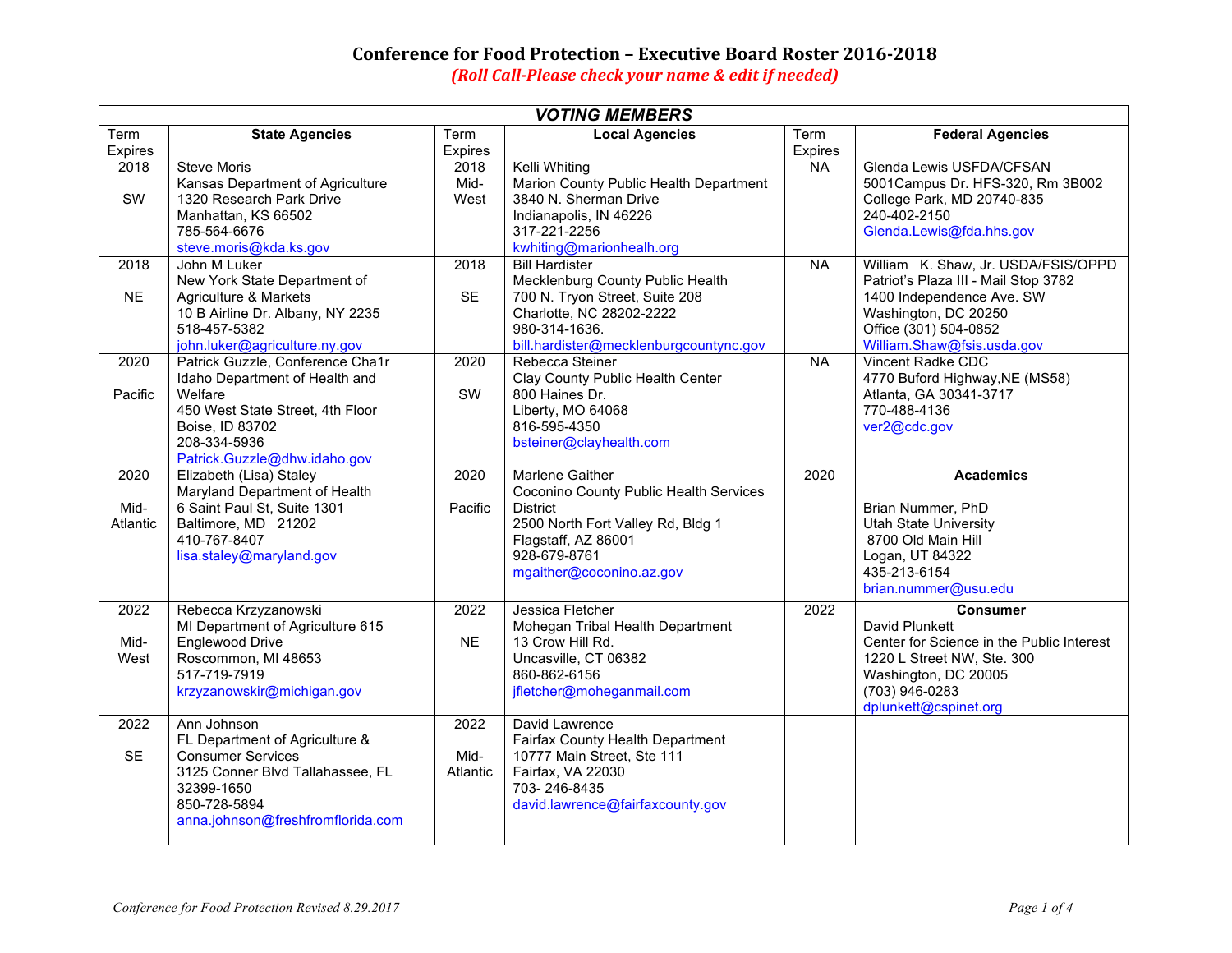# Conference for Food Protection – Executive Board Roster 2016-2018

***(Roll Call-Please check your name & edit if needed)***

| VOTING MEMBERS | | | | | |
|---|---|---|---|---|---|
| **Term Expires** | **State Agencies** | **Term Expires** | **Local Agencies** | **Term Expires** | **Federal Agencies** |
| 2018<br><br>SW | Steve Moris<br>Kansas Department of Agriculture<br>1320 Research Park Drive<br>Manhattan, KS 66502<br>785-564-6676<br>steve.moris@kda.ks.gov | 2018<br>Mid-West | Kelli Whiting<br>Marion County Public Health Department<br>3840 N. Sherman Drive<br>Indianapolis, IN 46226<br>317-221-2256<br>kwhiting@marionhealh.org | NA | Glenda Lewis USFDA/CFSAN<br>5001Campus Dr. HFS-320, Rm 3B002<br>College Park, MD 20740-835<br>240-402-2150<br>Glenda.Lewis@fda.hhs.gov |
| 2018<br><br>NE | John M Luker<br>New York State Department of Agriculture & Markets<br>10 B Airline Dr. Albany, NY 2235<br>518-457-5382<br>john.luker@agriculture.ny.gov | 2018<br><br>SE | Bill Hardister<br>Mecklenburg County Public Health<br>700 N. Tryon Street, Suite 208<br>Charlotte, NC 28202-2222<br>980-314-1636.<br>bill.hardister@mecklenburgcountync.gov | NA | William K. Shaw, Jr. USDA/FSIS/OPPD<br>Patriot's Plaza III - Mail Stop 3782<br>1400 Independence Ave. SW<br>Washington, DC 20250<br>Office (301) 504-0852<br>William.Shaw@fsis.usda.gov |
| 2020<br><br>Pacific | Patrick Guzzle, Conference Cha1r<br>Idaho Department of Health and Welfare<br>450 West State Street, 4th Floor<br>Boise, ID 83702<br>208-334-5936<br>Patrick.Guzzle@dhw.idaho.gov | 2020<br><br>SW | Rebecca Steiner<br>Clay County Public Health Center<br>800 Haines Dr.<br>Liberty, MO 64068<br>816-595-4350<br>bsteiner@clayhealth.com | NA | Vincent Radke CDC<br>4770 Buford Highway,NE (MS58)<br>Atlanta, GA 30341-3717<br>770-488-4136<br>ver2@cdc.gov |
| 2020<br><br>Mid-Atlantic | Elizabeth (Lisa) Staley<br>Maryland Department of Health<br>6 Saint Paul St, Suite 1301<br>Baltimore, MD 21202<br>410-767-8407<br>lisa.staley@maryland.gov | 2020<br><br>Pacific | Marlene Gaither<br>Coconino County Public Health Services District<br>2500 North Fort Valley Rd, Bldg 1<br>Flagstaff, AZ 86001<br>928-679-8761<br>mgaither@coconino.az.gov | 2020 | **Academics**<br><br>Brian Nummer, PhD<br>Utah State University<br>8700 Old Main Hill<br>Logan, UT 84322<br>435-213-6154<br>brian.nummer@usu.edu |
| 2022<br><br>Mid-West | Rebecca Krzyzanowski<br>MI Department of Agriculture 615 Englewood Drive<br>Roscommon, MI 48653<br>517-719-7919<br>krzyzanowskir@michigan.gov | 2022<br><br>NE | Jessica Fletcher<br>Mohegan Tribal Health Department<br>13 Crow Hill Rd.<br>Uncasville, CT 06382<br>860-862-6156<br>jfletcher@moheganmail.com | 2022 | **Consumer**<br>David Plunkett<br>Center for Science in the Public Interest<br>1220 L Street NW, Ste. 300<br>Washington, DC 20005<br>(703) 946-0283<br>dplunkett@cspinet.org |
| 2022<br><br>SE | Ann Johnson<br>FL Department of Agriculture & Consumer Services<br>3125 Conner Blvd Tallahassee, FL 32399-1650<br>850-728-5894<br>anna.johnson@freshfromflorida.com | 2022<br><br>Mid-Atlantic | David Lawrence<br>Fairfax County Public Health Department<br>10777 Main Street, Ste 111<br>Fairfax, VA 22030<br>703- 246-8435<br>david.lawrence@fairfaxcounty.gov | | |

*Conference for Food Protection Revised 8.29.2017*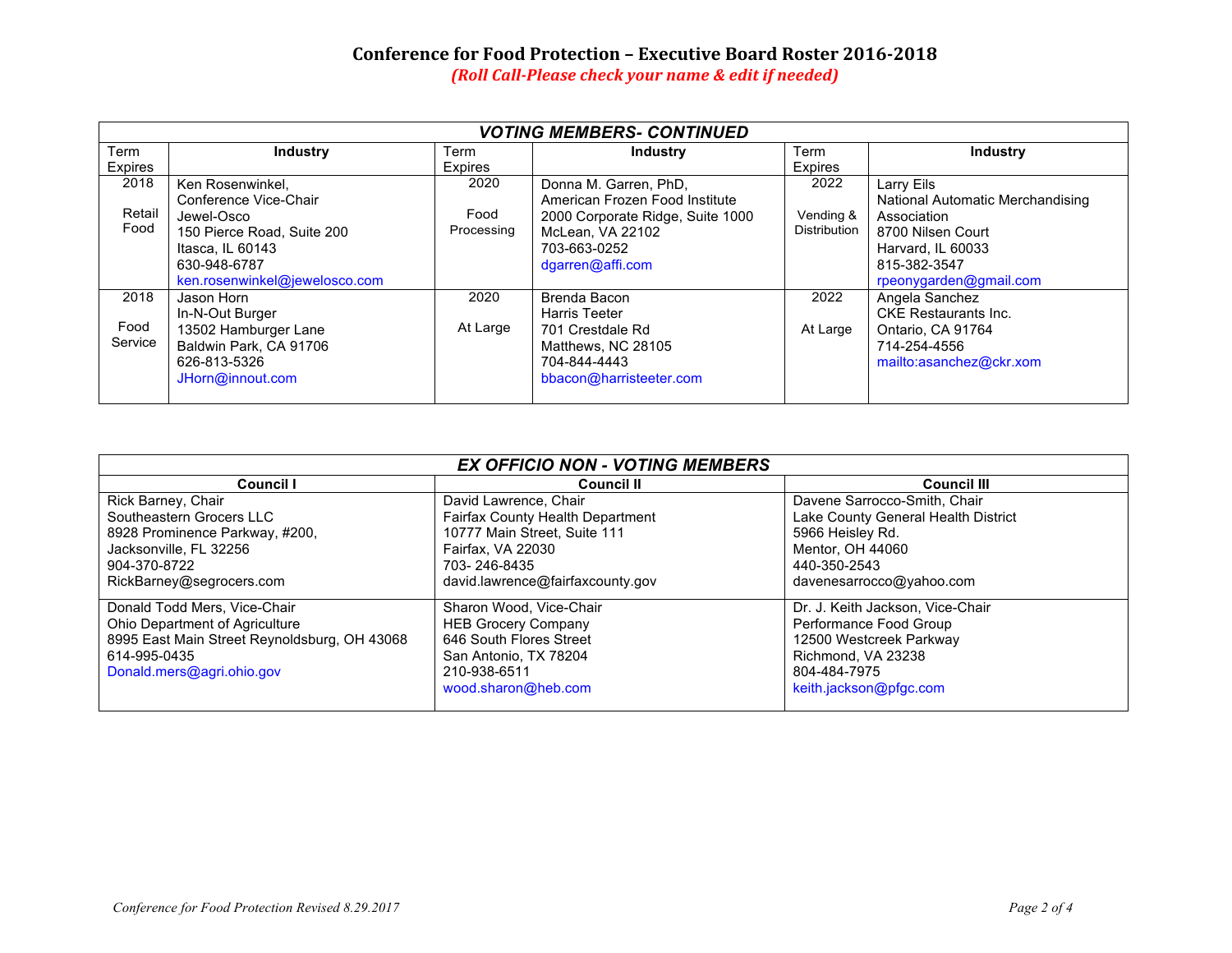# Conference for Food Protection – Executive Board Roster 2016-2018

***(Roll Call-Please check your name & edit if needed)***

| ***VOTING MEMBERS- CONTINUED*** | | | | | |
|---|---|---|---|---|---|
| Term Expires | **Industry** | Term Expires | **Industry** | Term Expires | **Industry** |
| 2018<br><br>Retail Food | Ken Rosenwinkel,<br>Conference Vice-Chair<br>Jewel-Osco<br>150 Pierce Road, Suite 200<br>Itasca, IL 60143<br>630-948-6787<br>ken.rosenwinkel@jewelosco.com | 2020<br><br>Food Processing | Donna M. Garren, PhD,<br>American Frozen Food Institute<br>2000 Corporate Ridge, Suite 1000<br>McLean, VA 22102<br>703-663-0252<br>dgarren@affi.com | 2022<br><br>Vending & Distribution | Larry Eils<br>National Automatic Merchandising Association<br>8700 Nilsen Court<br>Harvard, IL 60033<br>815-382-3547<br>rpeonygarden@gmail.com |
| 2018<br><br>Food Service | Jason Horn<br>In-N-Out Burger<br>13502 Hamburger Lane<br>Baldwin Park, CA 91706<br>626-813-5326<br>JHorn@innout.com | 2020<br><br>At Large | Brenda Bacon<br>Harris Teeter<br>701 Crestdale Rd<br>Matthews, NC 28105<br>704-844-4443<br>bbacon@harristeeter.com | 2022<br><br>At Large | Angela Sanchez<br>CKE Restaurants Inc.<br>Ontario, CA 91764<br>714-254-4556<br>mailto:asanchez@ckr.xom |

| ***EX OFFICIO NON - VOTING MEMBERS*** | | |
|---|---|---|
| **Council I** | **Council II** | **Council III** |
| Rick Barney, Chair<br>Southeastern Grocers LLC<br>8928 Prominence Parkway, #200,<br>Jacksonville, FL 32256<br>904-370-8722<br>RickBarney@segrocers.com | David Lawrence, Chair<br>Fairfax County Health Department<br>10777 Main Street, Suite 111<br>Fairfax, VA 22030<br>703- 246-8435<br>david.lawrence@fairfaxcounty.gov | Davene Sarrocco-Smith, Chair<br>Lake County General Health District<br>5966 Heisley Rd.<br>Mentor, OH 44060<br>440-350-2543<br>davenesarrocco@yahoo.com |
| Donald Todd Mers, Vice-Chair<br>Ohio Department of Agriculture<br>8995 East Main Street Reynoldsburg, OH 43068<br>614-995-0435<br>Donald.mers@agri.ohio.gov | Sharon Wood, Vice-Chair<br>HEB Grocery Company<br>646 South Flores Street<br>San Antonio, TX 78204<br>210-938-6511<br>wood.sharon@heb.com | Dr. J. Keith Jackson, Vice-Chair<br>Performance Food Group<br>12500 Westcreek Parkway<br>Richmond, VA 23238<br>804-484-7975<br>keith.jackson@pfgc.com |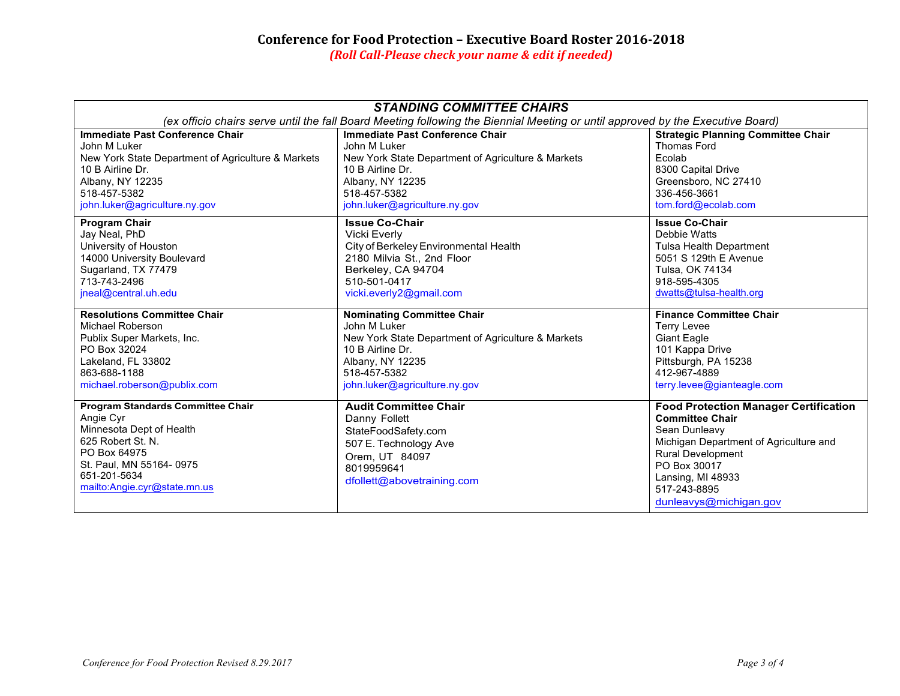# Conference for Food Protection – Executive Board Roster 2016-2018

*(Roll Call-Please check your name & edit if needed)*

| STANDING COMMITTEE CHAIRS *(ex officio chairs serve until the fall Board Meeting following the Biennial Meeting or until approved by the Executive Board)* | | |
|---|---|---|
| **Immediate Past Conference Chair**<br>John M Luker<br>New York State Department of Agriculture & Markets<br>10 B Airline Dr.<br>Albany, NY 12235<br>518-457-5382<br>john.luker@agriculture.ny.gov | **Immediate Past Conference Chair**<br>John M Luker<br>New York State Department of Agriculture & Markets<br>10 B Airline Dr.<br>Albany, NY 12235<br>518-457-5382<br>john.luker@agriculture.ny.gov | **Strategic Planning Committee Chair**<br>Thomas Ford<br>Ecolab<br>8300 Capital Drive<br>Greensboro, NC 27410<br>336-456-3661<br>tom.ford@ecolab.com |
| **Program Chair**<br>Jay Neal, PhD<br>University of Houston<br>14000 University Boulevard<br>Sugarland, TX 77479<br>713-743-2496<br>jneal@central.uh.edu | **Issue Co-Chair**<br>Vicki Everly<br>City of Berkeley Environmental Health<br>2180 Milvia St., 2nd Floor<br>Berkeley, CA 94704<br>510-501-0417<br>vicki.everly2@gmail.com | **Issue Co-Chair**<br>Debbie Watts<br>Tulsa Health Department<br>5051 S 129th E Avenue<br>Tulsa, OK 74134<br>918-595-4305<br>dwatts@tulsa-health.org |
| **Resolutions Committee Chair**<br>Michael Roberson<br>Publix Super Markets, Inc.<br>PO Box 32024<br>Lakeland, FL 33802<br>863-688-1188<br>michael.roberson@publix.com | **Nominating Committee Chair**<br>John M Luker<br>New York State Department of Agriculture & Markets<br>10 B Airline Dr.<br>Albany, NY 12235<br>518-457-5382<br>john.luker@agriculture.ny.gov | **Finance Committee Chair**<br>Terry Levee<br>Giant Eagle<br>101 Kappa Drive<br>Pittsburgh, PA 15238<br>412-967-4889<br>terry.levee@gianteagle.com |
| **Program Standards Committee Chair**<br>Angie Cyr<br>Minnesota Dept of Health<br>625 Robert St. N.<br>PO Box 64975<br>St. Paul, MN 55164- 0975<br>651-201-5634<br>mailto:Angie.cyr@state.mn.us | **Audit Committee Chair**<br>Danny Follett<br>StateFoodSafety.com<br>507 E. Technology Ave<br>Orem, UT 84097<br>8019959641<br>dfollett@abovetraining.com | **Food Protection Manager Certification Committee Chair**<br>Sean Dunleavy<br>Michigan Department of Agriculture and Rural Development<br>PO Box 30017<br>Lansing, MI 48933<br>517-243-8895<br>dunleavys@michigan.gov |

*Conference for Food Protection Revised 8.29.2017*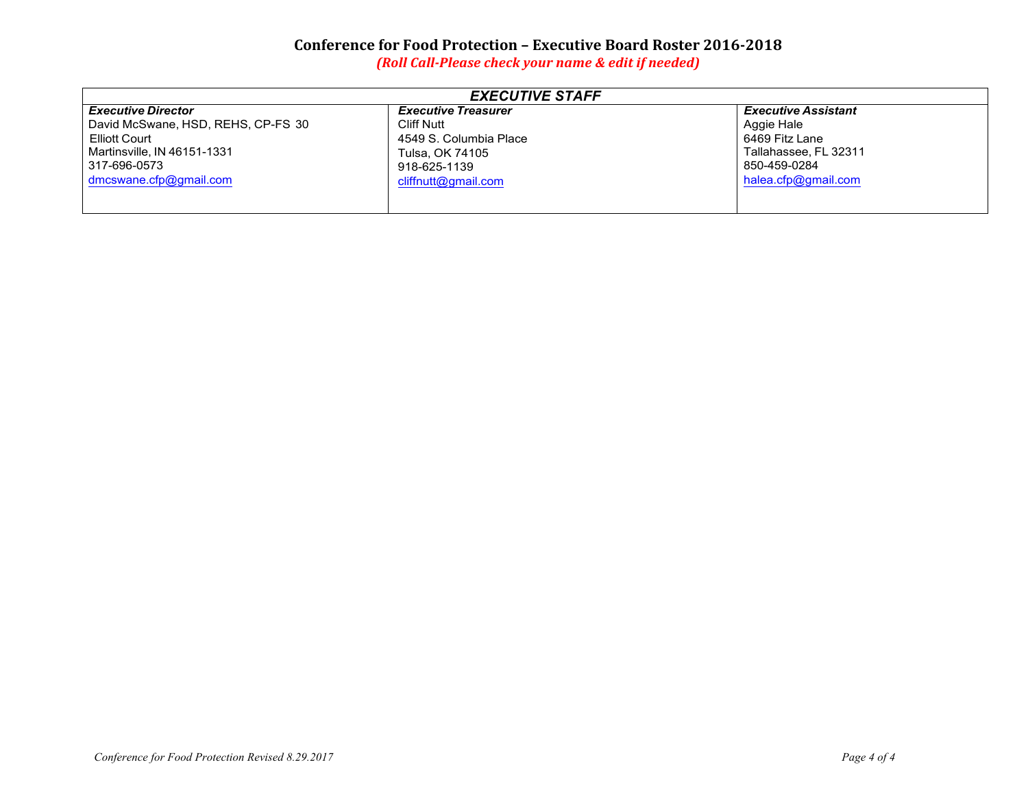# Conference for Food Protection – Executive Board Roster 2016-2018

***(Roll Call-Please check your name & edit if needed)***

| EXECUTIVE STAFF | | |
|---|---|---|
| ***Executive Director*** | ***Executive Treasurer*** | ***Executive Assistant*** |
| David McSwane, HSD, REHS, CP-FS 30 Elliott Court<br>Martinsville, IN 46151-1331<br>317-696-0573<br>dmcswane.cfp@gmail.com | Cliff Nutt<br>4549 S. Columbia Place<br>Tulsa, OK 74105<br>918-625-1139<br>cliffnutt@gmail.com | Aggie Hale<br>6469 Fitz Lane<br>Tallahassee, FL 32311<br>850-459-0284<br>halea.cfp@gmail.com |

*Conference for Food Protection Revised 8.29.2017*